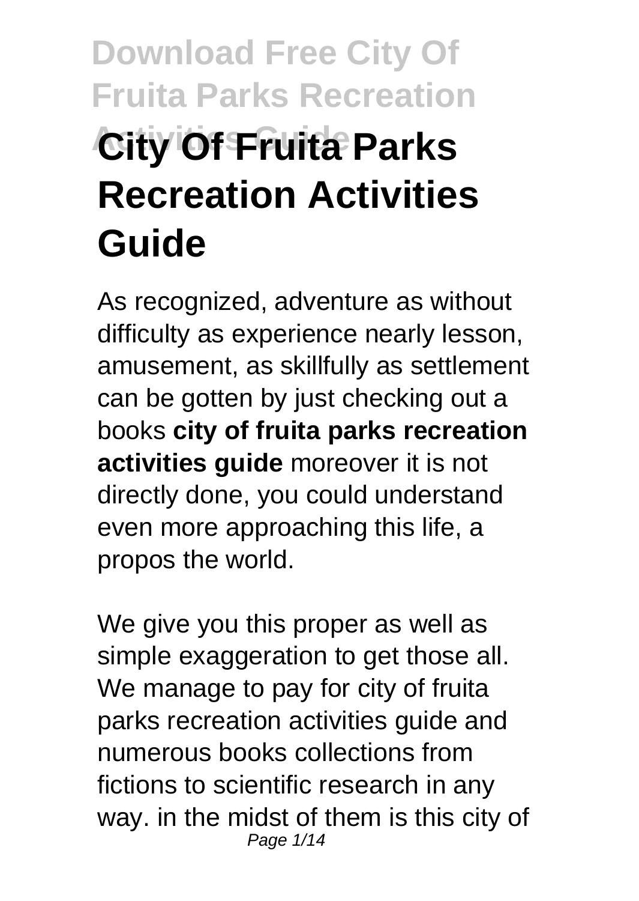# City Of Fruita Parks Recreation Activities Guide

As recognized, adventure as without difficulty as experience nearly lesson, amusement, as skillfully as settlement can be gotten by just checking out a books **city of fruita parks recreation activities guide** moreover it is not directly done, you could understand even more approaching this life, a propos the world.

We give you this proper as well as simple exaggeration to get those all. We manage to pay for city of fruita parks recreation activities guide and numerous books collections from fictions to scientific research in any way. in the midst of them is this city of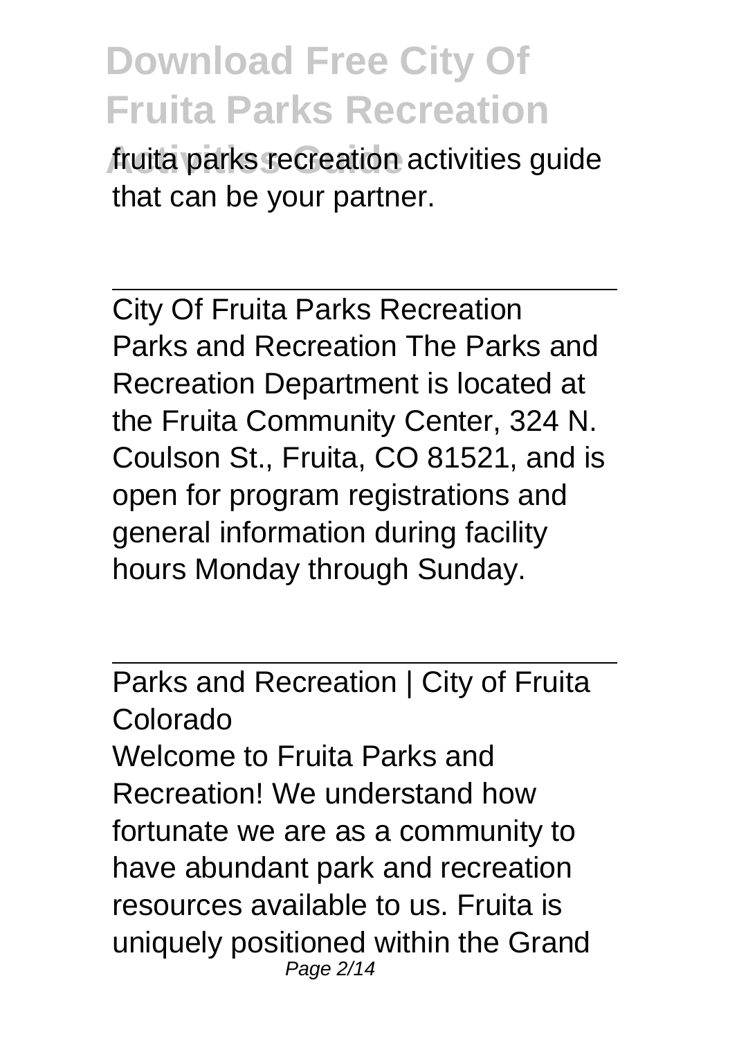fruita parks recreation activities guide that can be your partner.

City Of Fruita Parks Recreation

Parks and Recreation The Parks and Recreation Department is located at the Fruita Community Center, 324 N. Coulson St., Fruita, CO 81521, and is open for program registrations and general information during facility hours Monday through Sunday.

Parks and Recreation | City of Fruita Colorado

Welcome to Fruita Parks and Recreation! We understand how fortunate we are as a community to have abundant park and recreation resources available to us. Fruita is uniquely positioned within the Grand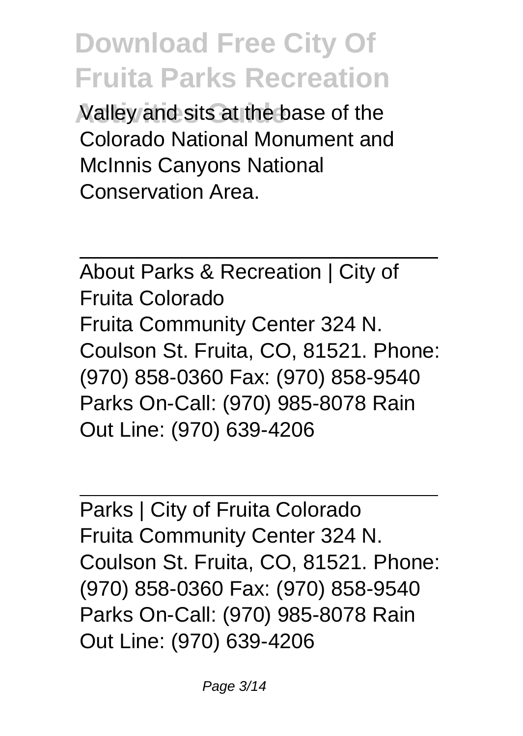Valley and sits at the base of the Colorado National Monument and McInnis Canyons National Conservation Area.

---

About Parks & Recreation | City of Fruita Colorado
Fruita Community Center 324 N. Coulson St. Fruita, CO, 81521. Phone: (970) 858-0360 Fax: (970) 858-9540 Parks On-Call: (970) 985-8078 Rain Out Line: (970) 639-4206

---

Parks | City of Fruita Colorado
Fruita Community Center 324 N. Coulson St. Fruita, CO, 81521. Phone: (970) 858-0360 Fax: (970) 858-9540 Parks On-Call: (970) 985-8078 Rain Out Line: (970) 639-4206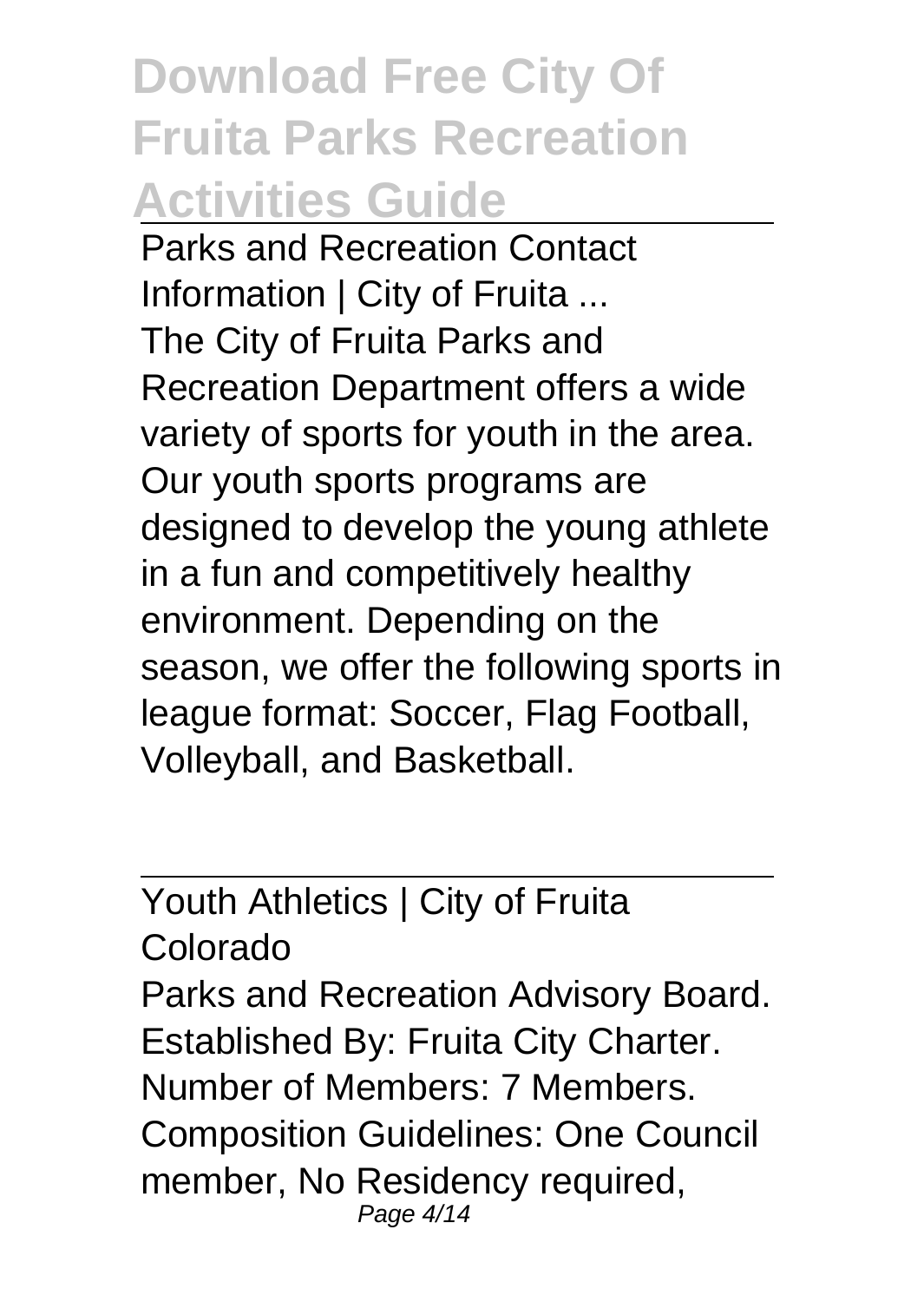Parks and Recreation Contact Information | City of Fruita ...

The City of Fruita Parks and Recreation Department offers a wide variety of sports for youth in the area. Our youth sports programs are designed to develop the young athlete in a fun and competitively healthy environment. Depending on the season, we offer the following sports in league format: Soccer, Flag Football, Volleyball, and Basketball.

Youth Athletics | City of Fruita Colorado

Parks and Recreation Advisory Board. Established By: Fruita City Charter. Number of Members: 7 Members. Composition Guidelines: One Council member, No Residency required,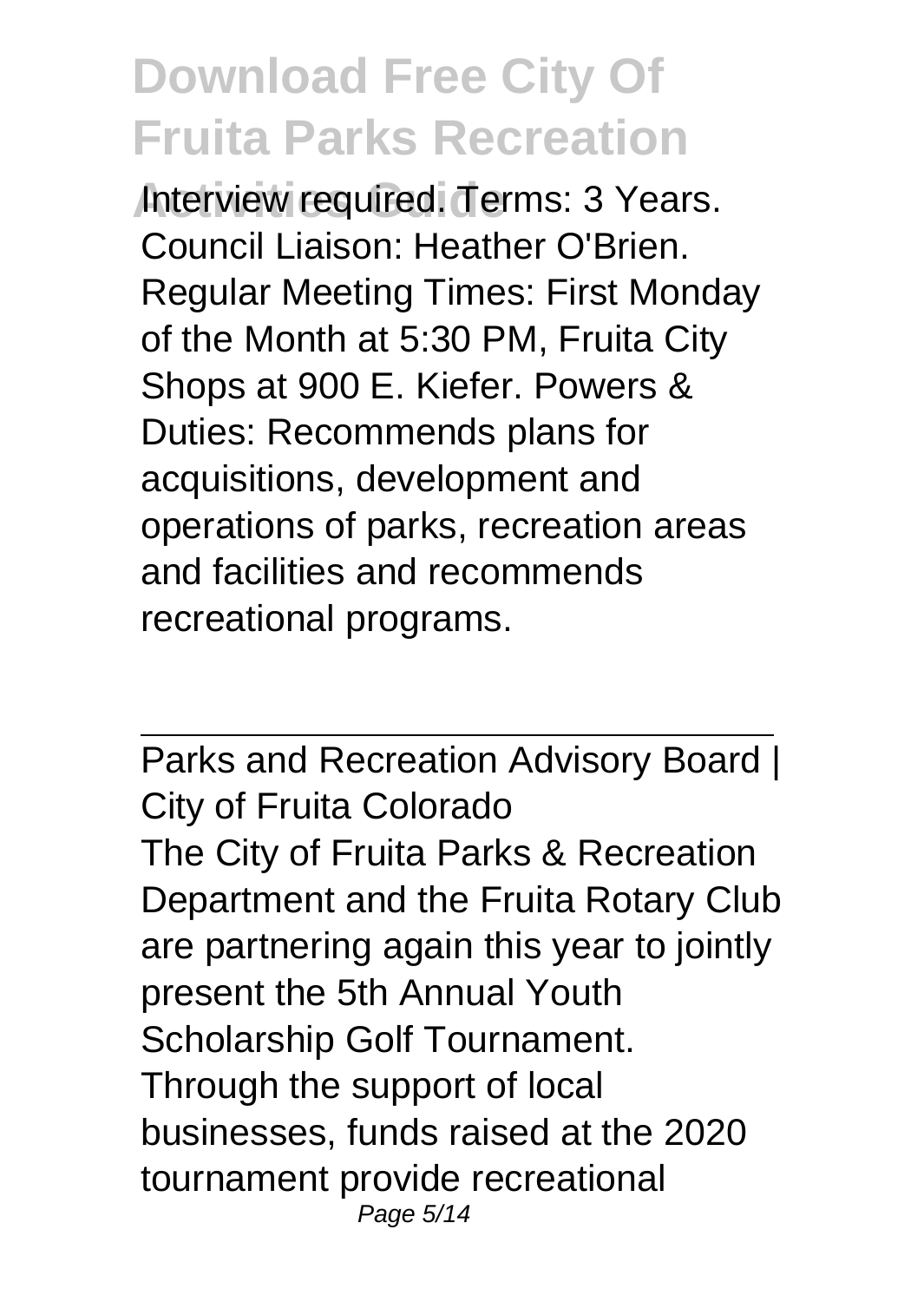Interview required. Terms: 3 Years. Council Liaison: Heather O'Brien. Regular Meeting Times: First Monday of the Month at 5:30 PM, Fruita City Shops at 900 E. Kiefer. Powers & Duties: Recommends plans for acquisitions, development and operations of parks, recreation areas and facilities and recommends recreational programs.

---

Parks and Recreation Advisory Board | City of Fruita Colorado

The City of Fruita Parks & Recreation Department and the Fruita Rotary Club are partnering again this year to jointly present the 5th Annual Youth Scholarship Golf Tournament. Through the support of local businesses, funds raised at the 2020 tournament provide recreational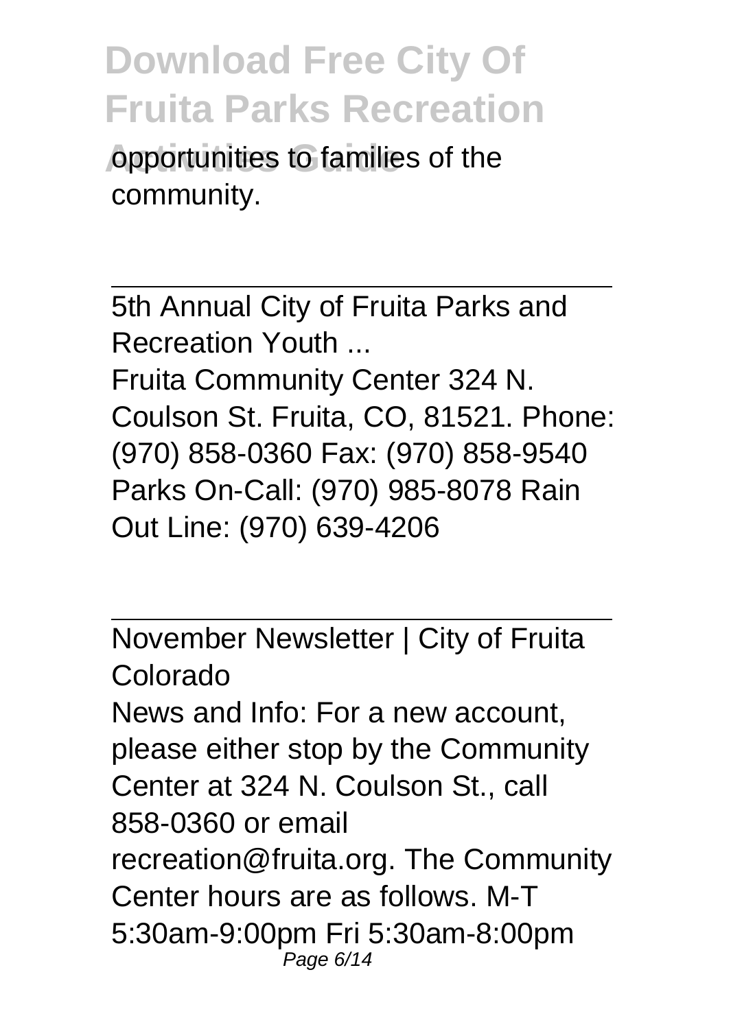opportunities to families of the community.

5th Annual City of Fruita Parks and Recreation Youth ...

Fruita Community Center 324 N. Coulson St. Fruita, CO, 81521. Phone: (970) 858-0360 Fax: (970) 858-9540 Parks On-Call: (970) 985-8078 Rain Out Line: (970) 639-4206

November Newsletter | City of Fruita Colorado

News and Info: For a new account, please either stop by the Community Center at 324 N. Coulson St., call 858-0360 or email recreation@fruita.org. The Community Center hours are as follows. M-T 5:30am-9:00pm Fri 5:30am-8:00pm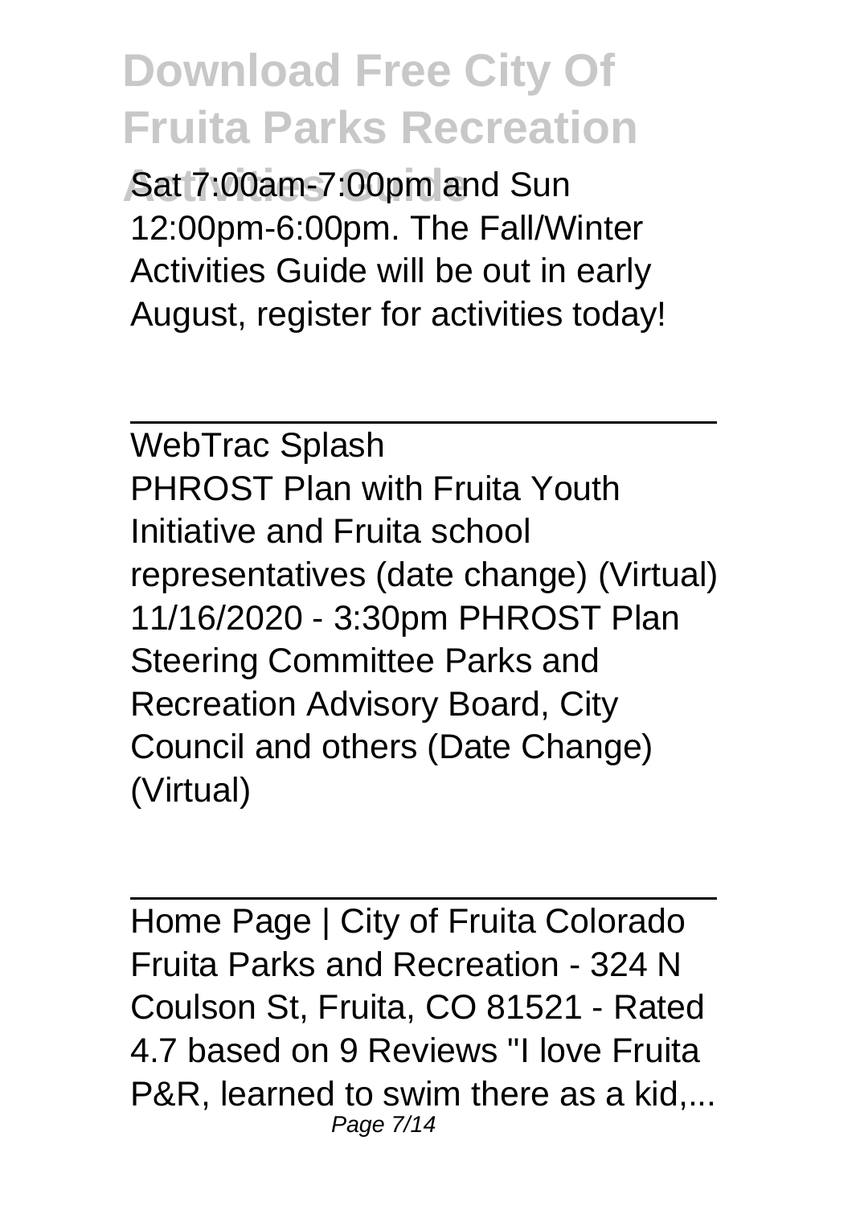Sat 7:00am-7:00pm and Sun 12:00pm-6:00pm. The Fall/Winter Activities Guide will be out in early August, register for activities today!

---

WebTrac Splash
PHROST Plan with Fruita Youth Initiative and Fruita school representatives (date change) (Virtual) 11/16/2020 - 3:30pm PHROST Plan Steering Committee Parks and Recreation Advisory Board, City Council and others (Date Change) (Virtual)

---

Home Page | City of Fruita Colorado
Fruita Parks and Recreation - 324 N Coulson St, Fruita, CO 81521 - Rated 4.7 based on 9 Reviews "I love Fruita P&R, learned to swim there as a kid,...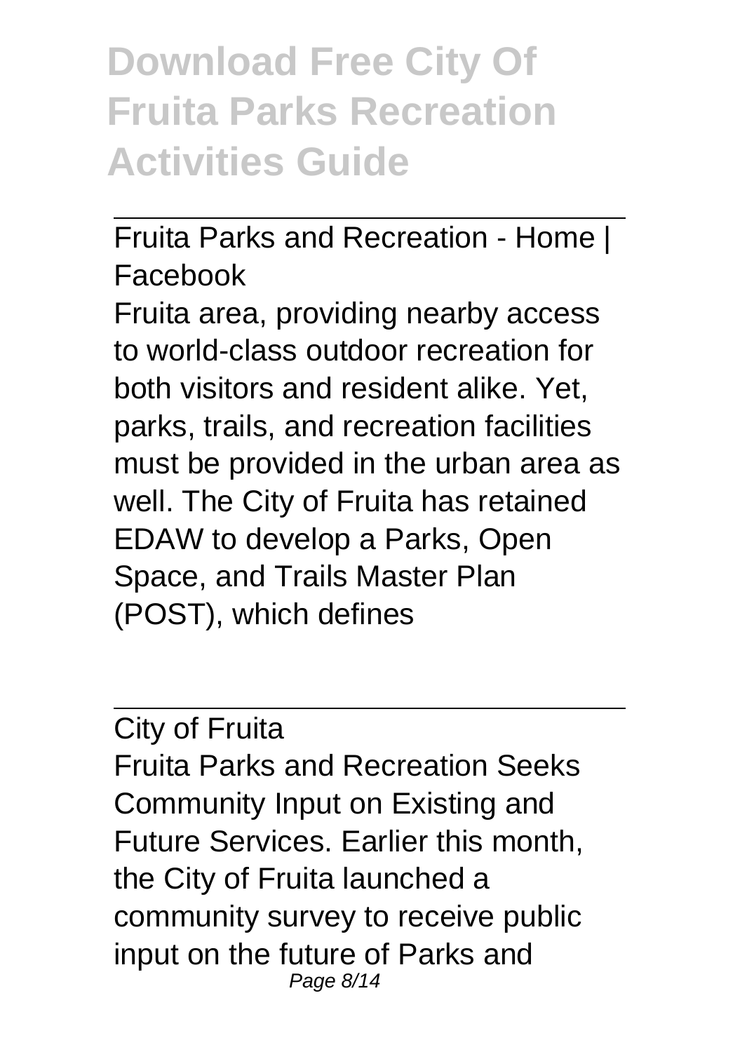# Download Free City Of Fruita Parks Recreation Activities Guide

---

Fruita Parks and Recreation - Home | Facebook

Fruita area, providing nearby access to world-class outdoor recreation for both visitors and resident alike. Yet, parks, trails, and recreation facilities must be provided in the urban area as well. The City of Fruita has retained EDAW to develop a Parks, Open Space, and Trails Master Plan (POST), which defines

---

City of Fruita

Fruita Parks and Recreation Seeks Community Input on Existing and Future Services. Earlier this month, the City of Fruita launched a community survey to receive public input on the future of Parks and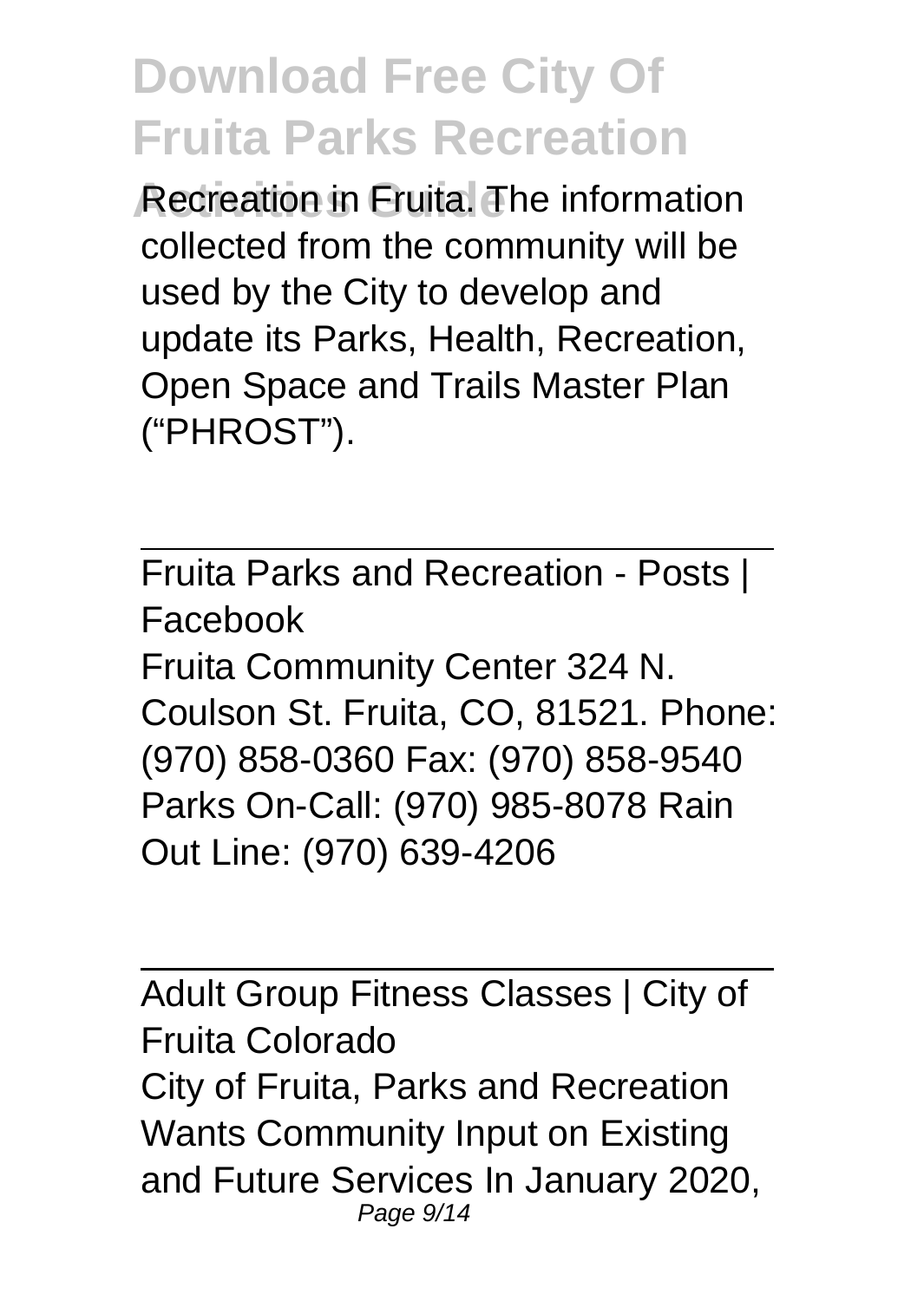Recreation in Fruita. The information collected from the community will be used by the City to develop and update its Parks, Health, Recreation, Open Space and Trails Master Plan ("PHROST").

---

Fruita Parks and Recreation - Posts | Facebook

Fruita Community Center 324 N. Coulson St. Fruita, CO, 81521. Phone: (970) 858-0360 Fax: (970) 858-9540 Parks On-Call: (970) 985-8078 Rain Out Line: (970) 639-4206

---

Adult Group Fitness Classes | City of Fruita Colorado

City of Fruita, Parks and Recreation Wants Community Input on Existing and Future Services In January 2020,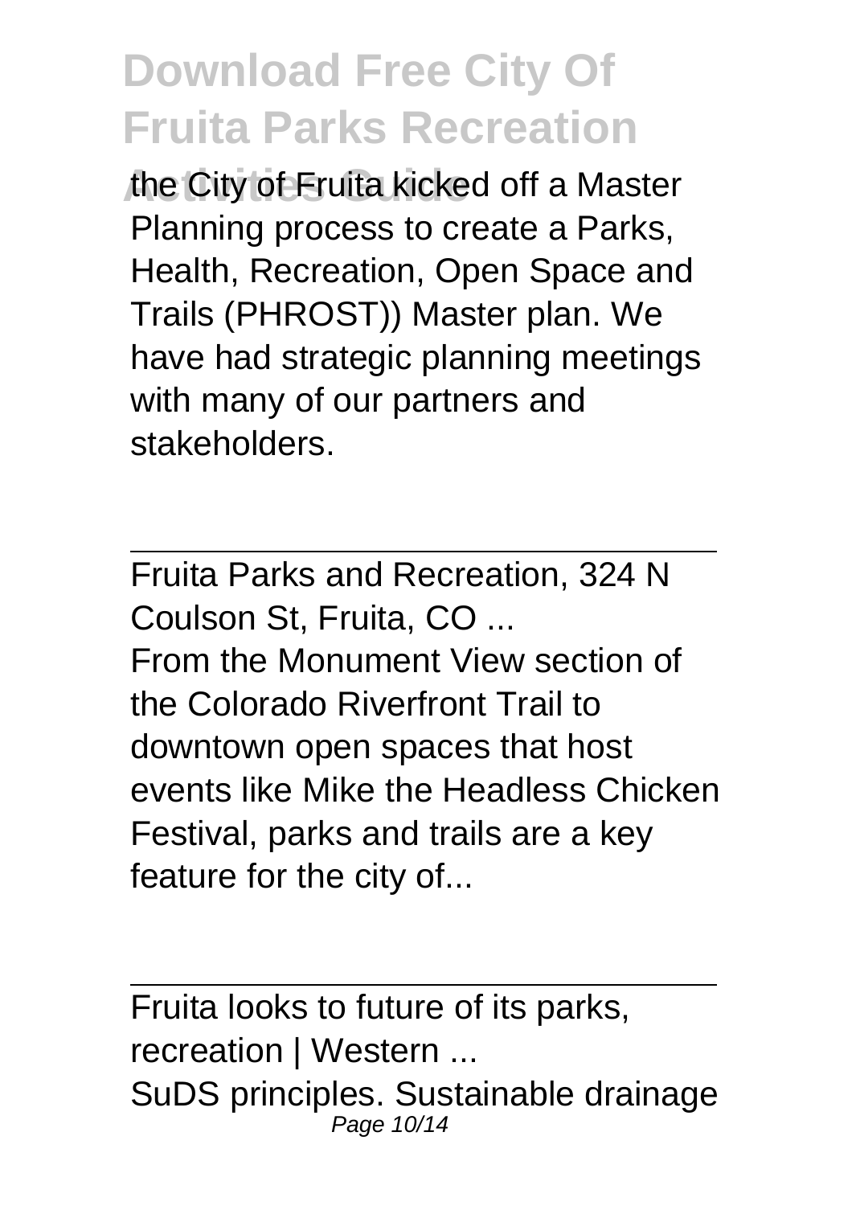the City of Fruita kicked off a Master Planning process to create a Parks, Health, Recreation, Open Space and Trails (PHROST)) Master plan. We have had strategic planning meetings with many of our partners and stakeholders.

---

Fruita Parks and Recreation, 324 N Coulson St, Fruita, CO ...

From the Monument View section of the Colorado Riverfront Trail to downtown open spaces that host events like Mike the Headless Chicken Festival, parks and trails are a key feature for the city of...

---

Fruita looks to future of its parks, recreation | Western ...

SuDS principles. Sustainable drainage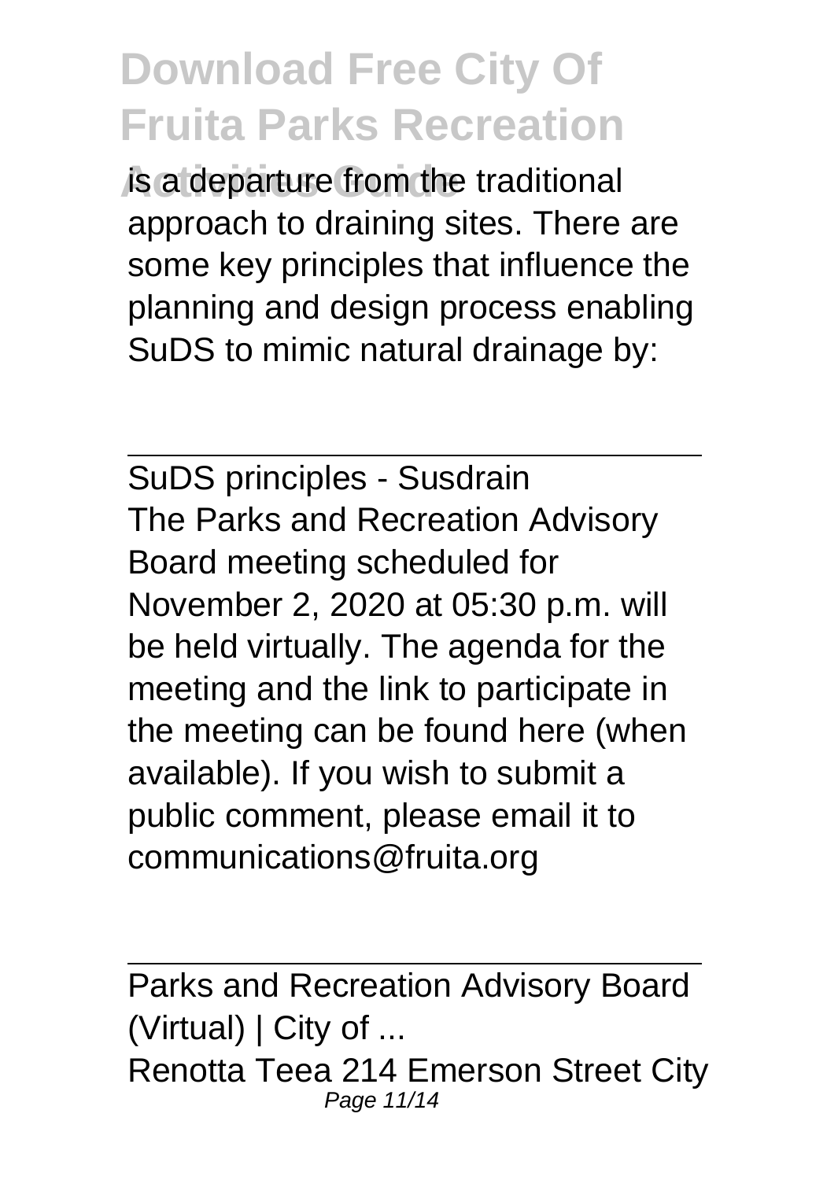is a departure from the traditional approach to draining sites. There are some key principles that influence the planning and design process enabling SuDS to mimic natural drainage by:

SuDS principles - Susdrain
The Parks and Recreation Advisory Board meeting scheduled for November 2, 2020 at 05:30 p.m. will be held virtually. The agenda for the meeting and the link to participate in the meeting can be found here (when available). If you wish to submit a public comment, please email it to communications@fruita.org

Parks and Recreation Advisory Board (Virtual) | City of ...
Renotta Teea 214 Emerson Street City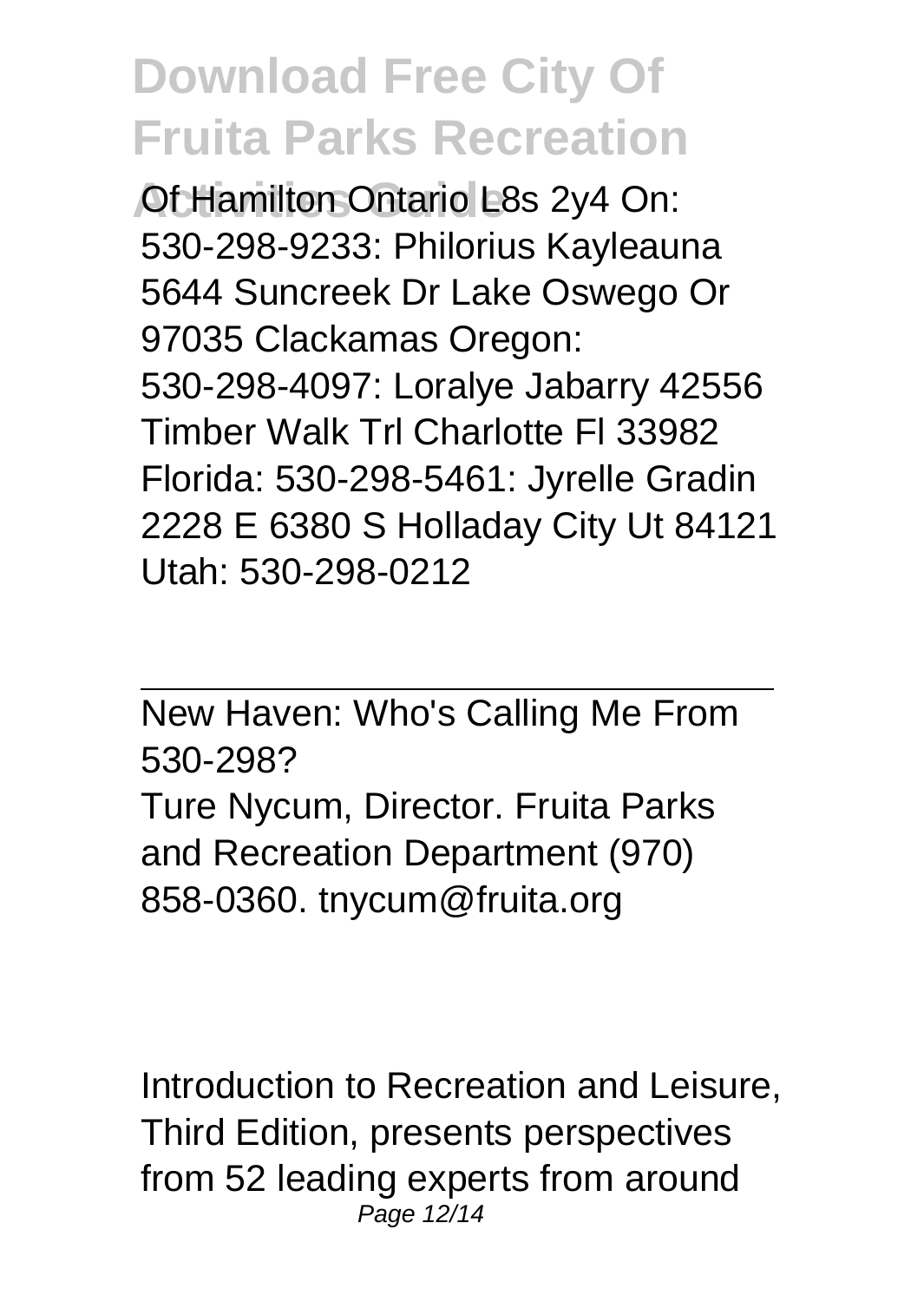Of Hamilton Ontario L8s 2y4 On: 530-298-9233: Philorius Kayleauna 5644 Suncreek Dr Lake Oswego Or 97035 Clackamas Oregon: 530-298-4097: Loralye Jabarry 42556 Timber Walk Trl Charlotte Fl 33982 Florida: 530-298-5461: Jyrelle Gradin 2228 E 6380 S Holladay City Ut 84121 Utah: 530-298-0212

---

New Haven: Who's Calling Me From 530-298?

Ture Nycum, Director. Fruita Parks and Recreation Department (970) 858-0360. tnycum@fruita.org

Introduction to Recreation and Leisure, Third Edition, presents perspectives from 52 leading experts from around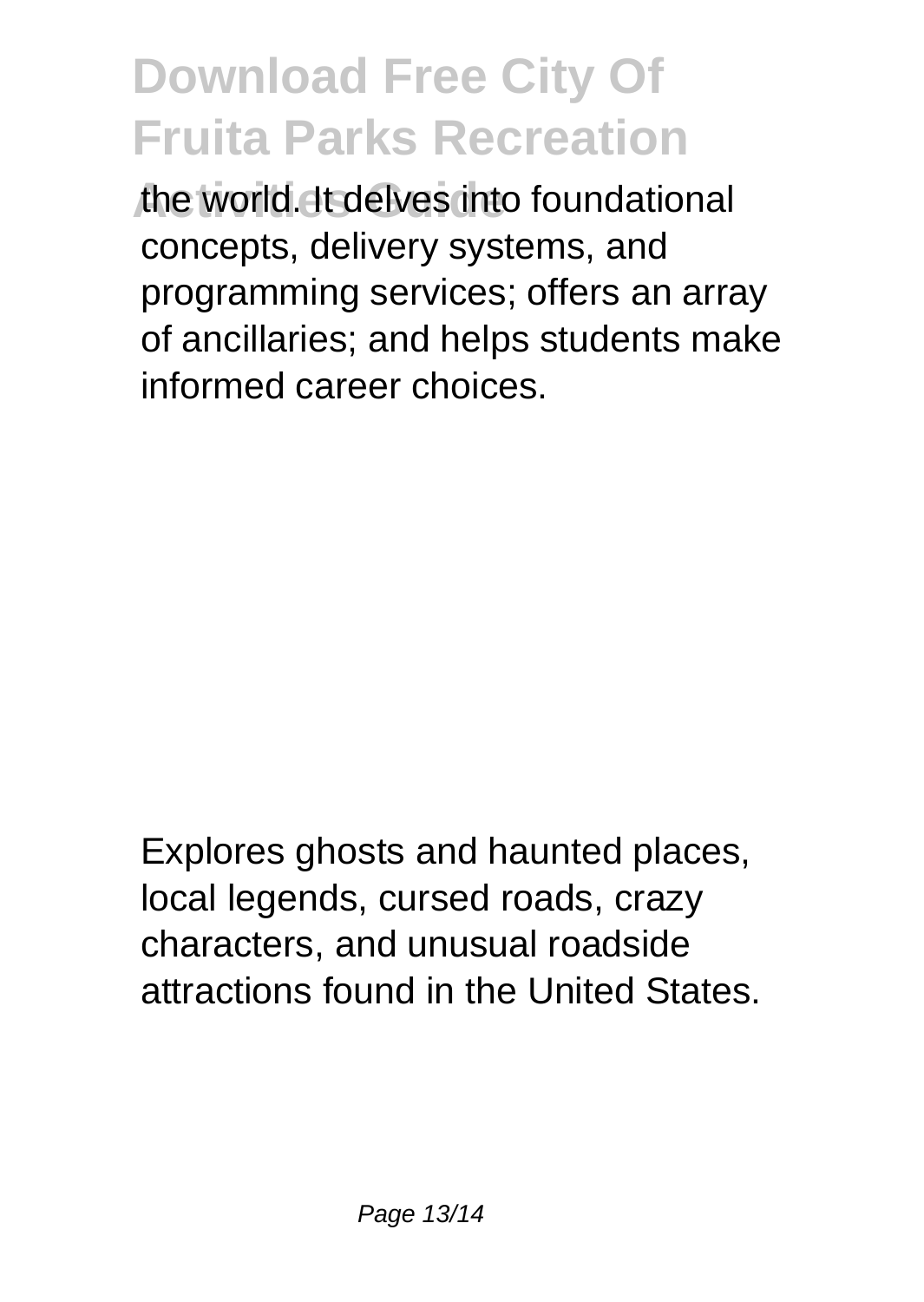the world. It delves into foundational concepts, delivery systems, and programming services; offers an array of ancillaries; and helps students make informed career choices.

Explores ghosts and haunted places, local legends, cursed roads, crazy characters, and unusual roadside attractions found in the United States.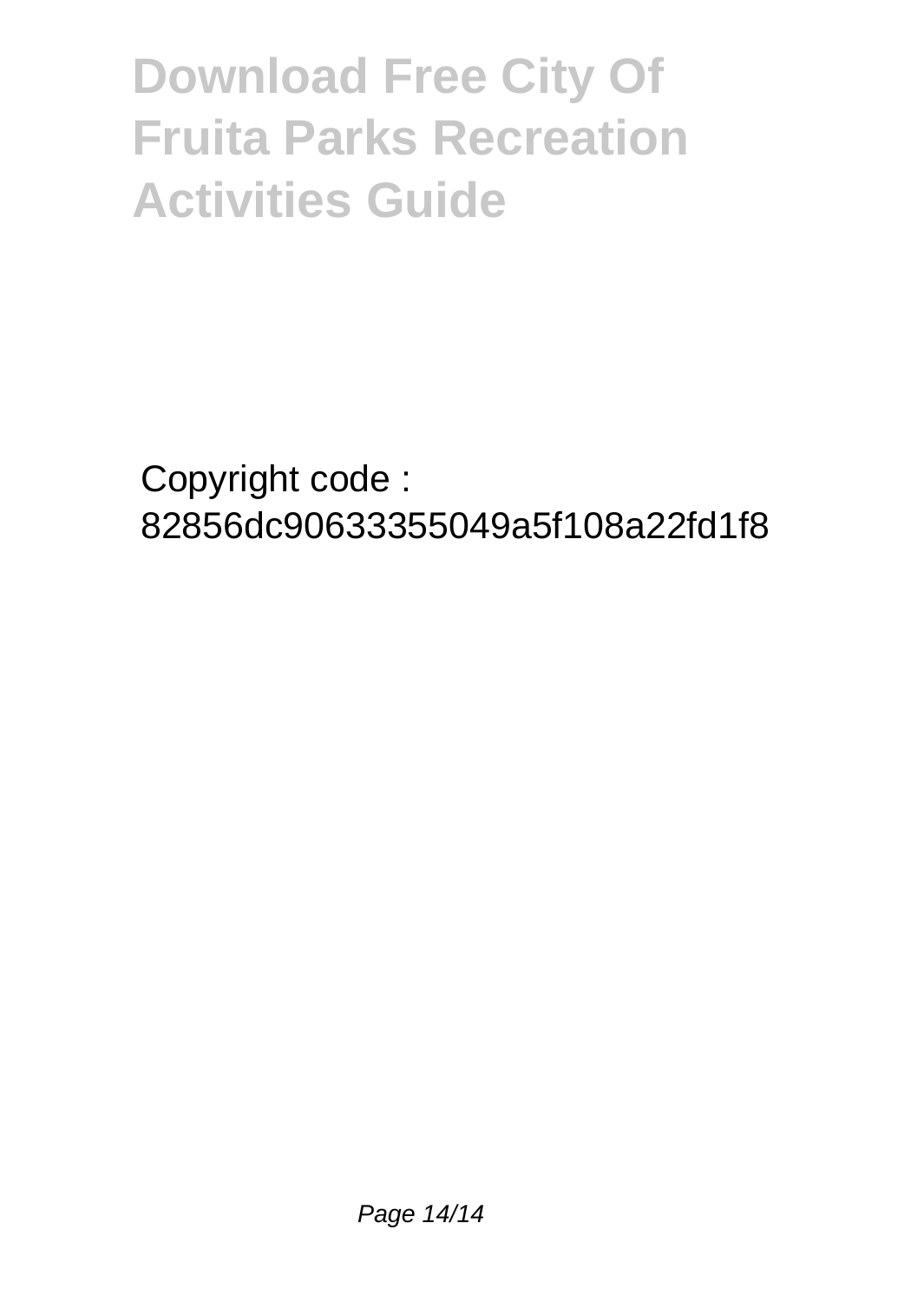Copyright code : 82856dc90633355049a5f108a22fd1f8